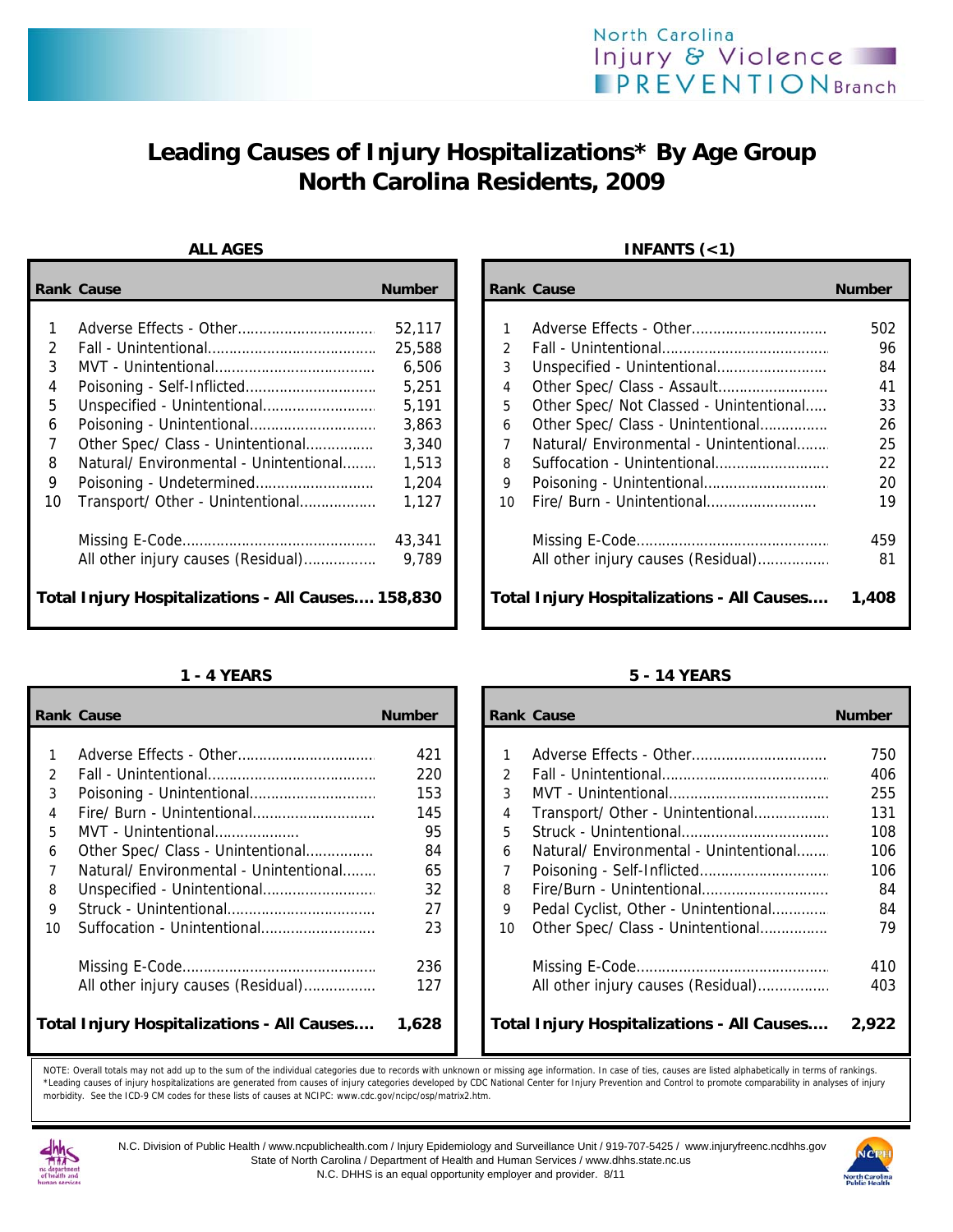# Leading Causes of Injury Hospitalizations* By Age Group
# North Carolina Residents, 2009

### ALL AGES

| Rank | Cause | Number |
|---|---|---|
| 1 | Adverse Effects - Other | 52,117 |
| 2 | Fall - Unintentional | 25,588 |
| 3 | MVT - Unintentional | 6,506 |
| 4 | Poisoning - Self-Inflicted | 5,251 |
| 5 | Unspecified - Unintentional | 5,191 |
| 6 | Poisoning - Unintentional | 3,863 |
| 7 | Other Spec/ Class - Unintentional | 3,340 |
| 8 | Natural/ Environmental - Unintentional | 1,513 |
| 9 | Poisoning - Undetermined | 1,204 |
| 10 | Transport/ Other - Unintentional | 1,127 |
| | Missing E-Code | 43,341 |
| | All other injury causes (Residual) | 9,789 |
| | **Total Injury Hospitalizations - All Causes** | **158,830** |

### INFANTS (<1)

| Rank | Cause | Number |
|---|---|---|
| 1 | Adverse Effects - Other | 502 |
| 2 | Fall - Unintentional | 96 |
| 3 | Unspecified - Unintentional | 84 |
| 4 | Other Spec/ Class - Assault | 41 |
| 5 | Other Spec/ Not Classed - Unintentional | 33 |
| 6 | Other Spec/ Class - Unintentional | 26 |
| 7 | Natural/ Environmental - Unintentional | 25 |
| 8 | Suffocation - Unintentional | 22 |
| 9 | Poisoning - Unintentional | 20 |
| 10 | Fire/ Burn - Unintentional | 19 |
| | Missing E-Code | 459 |
| | All other injury causes (Residual) | 81 |
| | **Total Injury Hospitalizations - All Causes** | **1,408** |

### 1 - 4 YEARS

| Rank | Cause | Number |
|---|---|---|
| 1 | Adverse Effects - Other | 421 |
| 2 | Fall - Unintentional | 220 |
| 3 | Poisoning - Unintentional | 153 |
| 4 | Fire/ Burn - Unintentional | 145 |
| 5 | MVT - Unintentional | 95 |
| 6 | Other Spec/ Class - Unintentional | 84 |
| 7 | Natural/ Environmental - Unintentional | 65 |
| 8 | Unspecified - Unintentional | 32 |
| 9 | Struck - Unintentional | 27 |
| 10 | Suffocation - Unintentional | 23 |
| | Missing E-Code | 236 |
| | All other injury causes (Residual) | 127 |
| | **Total Injury Hospitalizations - All Causes** | **1,628** |

### 5 - 14 YEARS

| Rank | Cause | Number |
|---|---|---|
| 1 | Adverse Effects - Other | 750 |
| 2 | Fall - Unintentional | 406 |
| 3 | MVT - Unintentional | 255 |
| 4 | Transport/ Other - Unintentional | 131 |
| 5 | Struck - Unintentional | 108 |
| 6 | Natural/ Environmental - Unintentional | 106 |
| 7 | Poisoning - Self-Inflicted | 106 |
| 8 | Fire/Burn - Unintentional | 84 |
| 9 | Pedal Cyclist, Other - Unintentional | 84 |
| 10 | Other Spec/ Class - Unintentional | 79 |
| | Missing E-Code | 410 |
| | All other injury causes (Residual) | 403 |
| | **Total Injury Hospitalizations - All Causes** | **2,922** |

NOTE: Overall totals may not add up to the sum of the individual categories due to records with unknown or missing age information. In case of ties, causes are listed alphabetically in terms of rankings.
*Leading causes of injury hospitalizations are generated from causes of injury categories developed by CDC National Center for Injury Prevention and Control to promote comparability in analyses of injury morbidity. See the ICD-9 CM codes for these lists of causes at NCIPC: www.cdc.gov/ncipc/osp/matrix2.htm.

N.C. Division of Public Health / www.ncpublichealth.com / Injury Epidemiology and Surveillance Unit / 919-707-5425 / www.injuryfreenc.ncdhhs.gov
State of North Carolina / Department of Health and Human Services / www.dhhs.state.nc.us
N.C. DHHS is an equal opportunity employer and provider. 8/11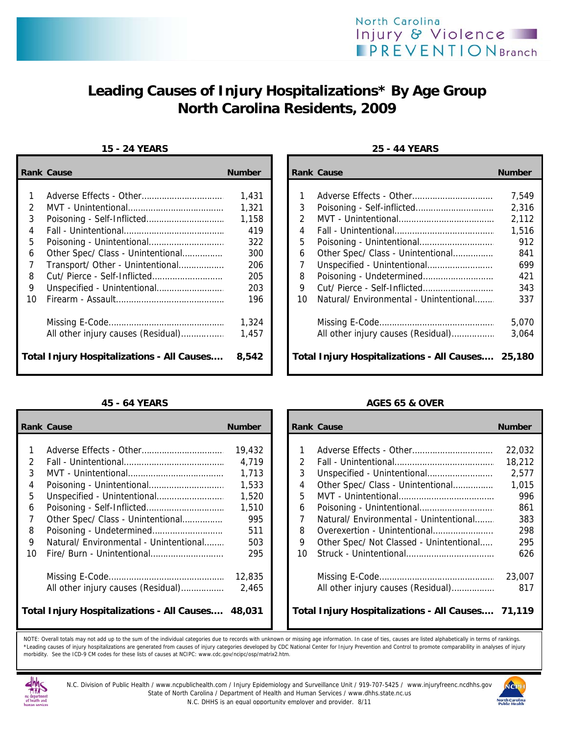# Leading Causes of Injury Hospitalizations* By Age Group
# North Carolina Residents, 2009

### 15 - 24 YEARS

| Rank | Cause | Number |
|---|---|---|
| 1 | Adverse Effects - Other | 1,431 |
| 2 | MVT - Unintentional | 1,321 |
| 3 | Poisoning - Self-Inflicted | 1,158 |
| 4 | Fall - Unintentional | 419 |
| 5 | Poisoning - Unintentional | 322 |
| 6 | Other Spec/ Class - Unintentional | 300 |
| 7 | Transport/ Other - Unintentional | 206 |
| 8 | Cut/ Pierce - Self-Inflicted | 205 |
| 9 | Unspecified - Unintentional | 203 |
| 10 | Firearm - Assault | 196 |
| | Missing E-Code | 1,324 |
| | All other injury causes (Residual) | 1,457 |
| | **Total Injury Hospitalizations - All Causes** | **8,542** |

### 25 - 44 YEARS

| Rank | Cause | Number |
|---|---|---|
| 1 | Adverse Effects - Other | 7,549 |
| 3 | Poisoning - Self-inflicted | 2,316 |
| 2 | MVT - Unintentional | 2,112 |
| 4 | Fall - Unintentional | 1,516 |
| 5 | Poisoning - Unintentional | 912 |
| 6 | Other Spec/ Class - Unintentional | 841 |
| 7 | Unspecified - Unintentional | 699 |
| 8 | Poisoning - Undetermined | 421 |
| 9 | Cut/ Pierce - Self-Inflicted | 343 |
| 10 | Natural/ Environmental - Unintentional | 337 |
| | Missing E-Code | 5,070 |
| | All other injury causes (Residual) | 3,064 |
| | **Total Injury Hospitalizations - All Causes** | **25,180** |

### 45 - 64 YEARS

| Rank | Cause | Number |
|---|---|---|
| 1 | Adverse Effects - Other | 19,432 |
| 2 | Fall - Unintentional | 4,719 |
| 3 | MVT - Unintentional | 1,713 |
| 4 | Poisoning - Unintentional | 1,533 |
| 5 | Unspecified - Unintentional | 1,520 |
| 6 | Poisoning - Self-Inflicted | 1,510 |
| 7 | Other Spec/ Class - Unintentional | 995 |
| 8 | Poisoning - Undetermined | 511 |
| 9 | Natural/ Environmental - Unintentional | 503 |
| 10 | Fire/ Burn - Unintentional | 295 |
| | Missing E-Code | 12,835 |
| | All other injury causes (Residual) | 2,465 |
| | **Total Injury Hospitalizations - All Causes** | **48,031** |

### AGES 65 & OVER

| Rank | Cause | Number |
|---|---|---|
| 1 | Adverse Effects - Other | 22,032 |
| 2 | Fall - Unintentional | 18,212 |
| 3 | Unspecified - Unintentional | 2,577 |
| 4 | Other Spec/ Class - Unintentional | 1,015 |
| 5 | MVT - Unintentional | 996 |
| 6 | Poisoning - Unintentional | 861 |
| 7 | Natural/ Environmental - Unintentional | 383 |
| 8 | Overexertion - Unintentional | 298 |
| 9 | Other Spec/ Not Classed - Unintentional | 295 |
| 10 | Struck - Unintentional | 626 |
| | Missing E-Code | 23,007 |
| | All other injury causes (Residual) | 817 |
| | **Total Injury Hospitalizations - All Causes** | **71,119** |

NOTE: Overall totals may not add up to the sum of the individual categories due to records with unknown or missing age information. In case of ties, causes are listed alphabetically in terms of rankings.
*Leading causes of injury hospitalizations are generated from causes of injury categories developed by CDC National Center for Injury Prevention and Control to promote comparability in analyses of injury morbidity. See the ICD-9 CM codes for these lists of causes at NCIPC: www.cdc.gov/ncipc/osp/matrix2.htm.

N.C. Division of Public Health / www.ncpublichealth.com / Injury Epidemiology and Surveillance Unit / 919-707-5425 / www.injuryfreenc.ncdhhs.gov
State of North Carolina / Department of Health and Human Services / www.dhhs.state.nc.us
N.C. DHHS is an equal opportunity employer and provider. 8/11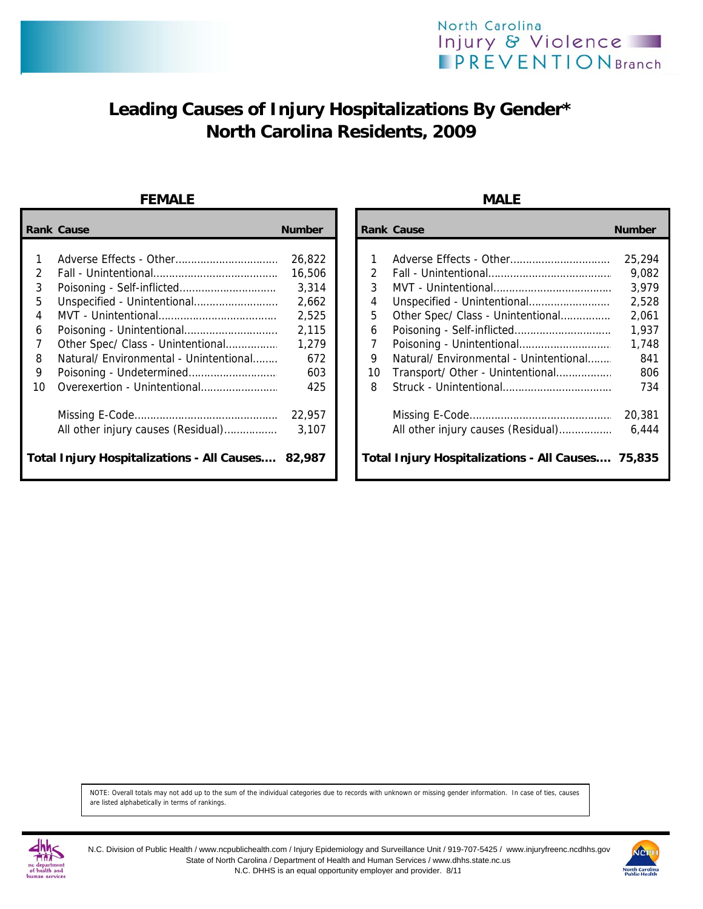# Leading Causes of Injury Hospitalizations By Gender* North Carolina Residents, 2009

## FEMALE

| Rank | Cause | Number |
|---|---|---|
| 1 | Adverse Effects - Other | 26,822 |
| 2 | Fall - Unintentional | 16,506 |
| 3 | Poisoning - Self-inflicted | 3,314 |
| 5 | Unspecified - Unintentional | 2,662 |
| 4 | MVT - Unintentional | 2,525 |
| 6 | Poisoning - Unintentional | 2,115 |
| 7 | Other Spec/ Class - Unintentional | 1,279 |
| 8 | Natural/ Environmental - Unintentional | 672 |
| 9 | Poisoning - Undetermined | 603 |
| 10 | Overexertion - Unintentional | 425 |
| | Missing E-Code | 22,957 |
| | All other injury causes (Residual) | 3,107 |
| | **Total Injury Hospitalizations - All Causes** | **82,987** |

## MALE

| Rank | Cause | Number |
|---|---|---|
| 1 | Adverse Effects - Other | 25,294 |
| 2 | Fall - Unintentional | 9,082 |
| 3 | MVT - Unintentional | 3,979 |
| 4 | Unspecified - Unintentional | 2,528 |
| 5 | Other Spec/ Class - Unintentional | 2,061 |
| 6 | Poisoning - Self-inflicted | 1,937 |
| 7 | Poisoning - Unintentional | 1,748 |
| 9 | Natural/ Environmental - Unintentional | 841 |
| 10 | Transport/ Other - Unintentional | 806 |
| 8 | Struck - Unintentional | 734 |
| | Missing E-Code | 20,381 |
| | All other injury causes (Residual) | 6,444 |
| | **Total Injury Hospitalizations - All Causes** | **75,835** |

NOTE: Overall totals may not add up to the sum of the individual categories due to records with unknown or missing gender information. In case of ties, causes are listed alphabetically in terms of rankings.

N.C. Division of Public Health / www.ncpublichealth.com / Injury Epidemiology and Surveillance Unit / 919-707-5425 / www.injuryfreenc.ncdhhs.gov
State of North Carolina / Department of Health and Human Services / www.dhhs.state.nc.us
N.C. DHHS is an equal opportunity employer and provider. 8/11